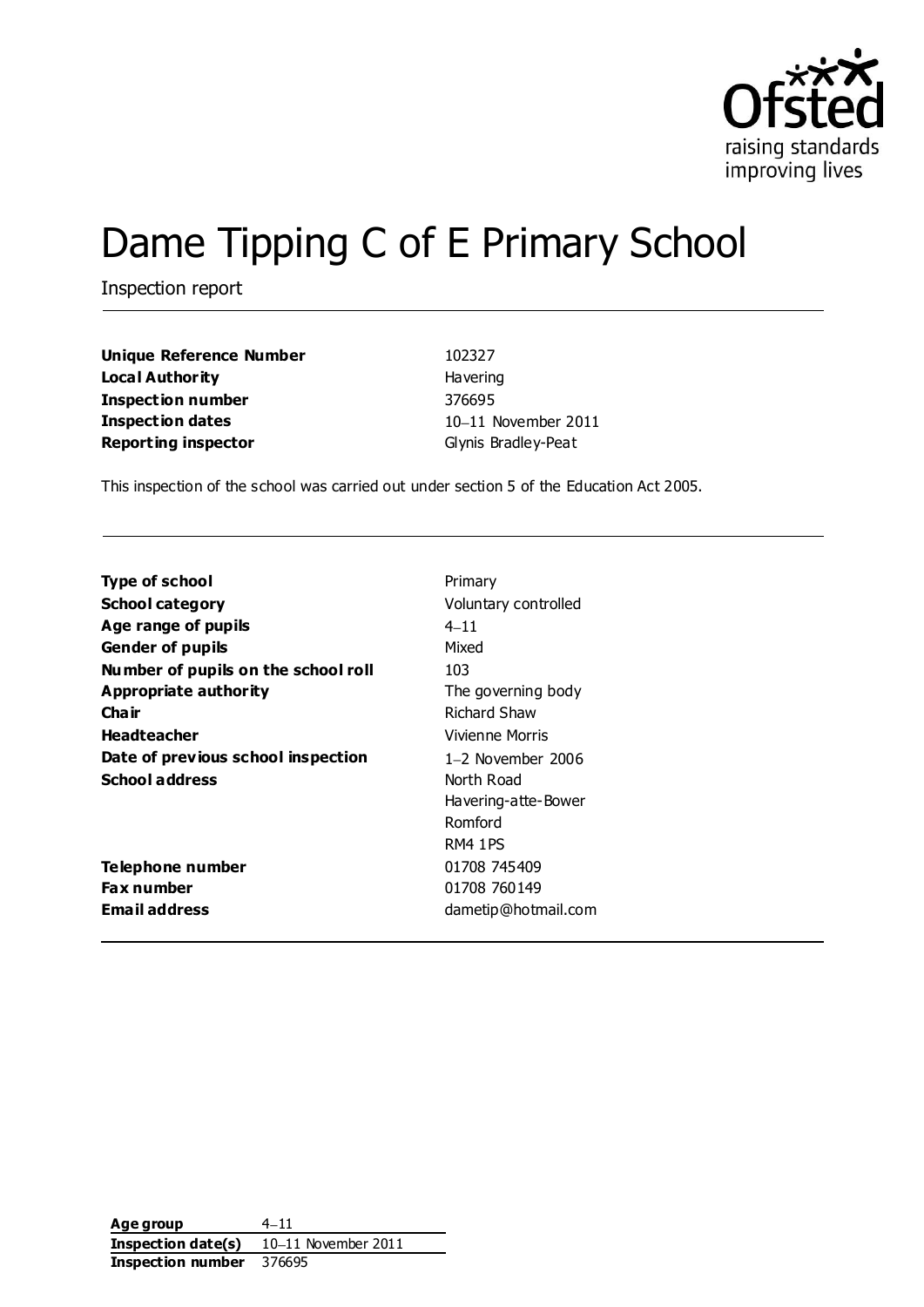# Dame Tipping C of E Primary School

Inspection report

| | |
|---|---|
| **Unique Reference Number** | 102327 |
| **Local Authority** | Havering |
| **Inspection number** | 376695 |
| **Inspection dates** | 10–11 November 2011 |
| **Reporting inspector** | Glynis Bradley-Peat |

This inspection of the school was carried out under section 5 of the Education Act 2005.

| | |
|---|---|
| **Type of school** | Primary |
| **School category** | Voluntary controlled |
| **Age range of pupils** | 4–11 |
| **Gender of pupils** | Mixed |
| **Number of pupils on the school roll** | 103 |
| **Appropriate authority** | The governing body |
| **Chair** | Richard Shaw |
| **Headteacher** | Vivienne Morris |
| **Date of previous school inspection** | 1–2 November 2006 |
| **School address** | North Road<br>Havering-atte-Bower<br>Romford<br>RM4 1PS |
| **Telephone number** | 01708 745409 |
| **Fax number** | 01708 760149 |
| **Email address** | dametip@hotmail.com |

| | |
|---|---|
| **Age group** | 4–11 |
| **Inspection date(s)** | 10–11 November 2011 |
| **Inspection number** | 376695 |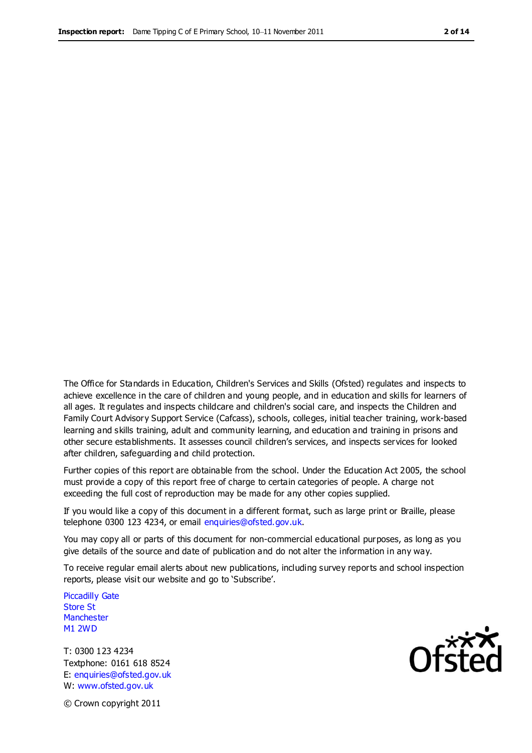The Office for Standards in Education, Children's Services and Skills (Ofsted) regulates and inspects to achieve excellence in the care of children and young people, and in education and skills for learners of all ages. It regulates and inspects childcare and children's social care, and inspects the Children and Family Court Advisory Support Service (Cafcass), schools, colleges, initial teacher training, work-based learning and skills training, adult and community learning, and education and training in prisons and other secure establishments. It assesses council children's services, and inspects services for looked after children, safeguarding and child protection.

Further copies of this report are obtainable from the school. Under the Education Act 2005, the school must provide a copy of this report free of charge to certain categories of people. A charge not exceeding the full cost of reproduction may be made for any other copies supplied.

If you would like a copy of this document in a different format, such as large print or Braille, please telephone 0300 123 4234, or email enquiries@ofsted.gov.uk.

You may copy all or parts of this document for non-commercial educational purposes, as long as you give details of the source and date of publication and do not alter the information in any way.

To receive regular email alerts about new publications, including survey reports and school inspection reports, please visit our website and go to 'Subscribe'.

Piccadilly Gate
Store St
Manchester
M1 2WD

T: 0300 123 4234
Textphone: 0161 618 8524
E: enquiries@ofsted.gov.uk
W: www.ofsted.gov.uk

© Crown copyright 2011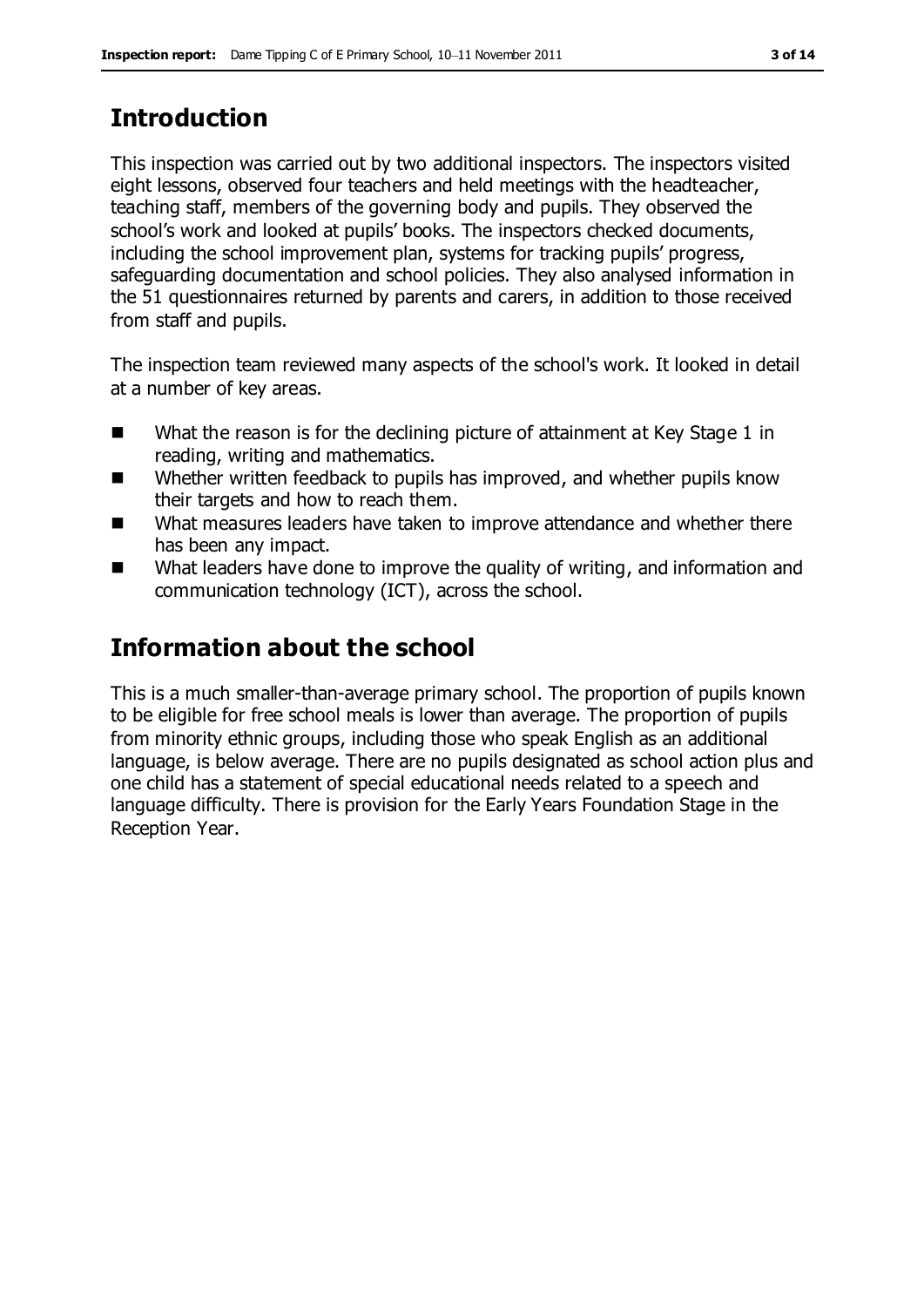## Introduction

This inspection was carried out by two additional inspectors. The inspectors visited eight lessons, observed four teachers and held meetings with the headteacher, teaching staff, members of the governing body and pupils. They observed the school's work and looked at pupils' books. The inspectors checked documents, including the school improvement plan, systems for tracking pupils' progress, safeguarding documentation and school policies. They also analysed information in the 51 questionnaires returned by parents and carers, in addition to those received from staff and pupils.

The inspection team reviewed many aspects of the school's work. It looked in detail at a number of key areas.

- What the reason is for the declining picture of attainment at Key Stage 1 in reading, writing and mathematics.
- Whether written feedback to pupils has improved, and whether pupils know their targets and how to reach them.
- What measures leaders have taken to improve attendance and whether there has been any impact.
- What leaders have done to improve the quality of writing, and information and communication technology (ICT), across the school.

## Information about the school

This is a much smaller-than-average primary school. The proportion of pupils known to be eligible for free school meals is lower than average. The proportion of pupils from minority ethnic groups, including those who speak English as an additional language, is below average. There are no pupils designated as school action plus and one child has a statement of special educational needs related to a speech and language difficulty. There is provision for the Early Years Foundation Stage in the Reception Year.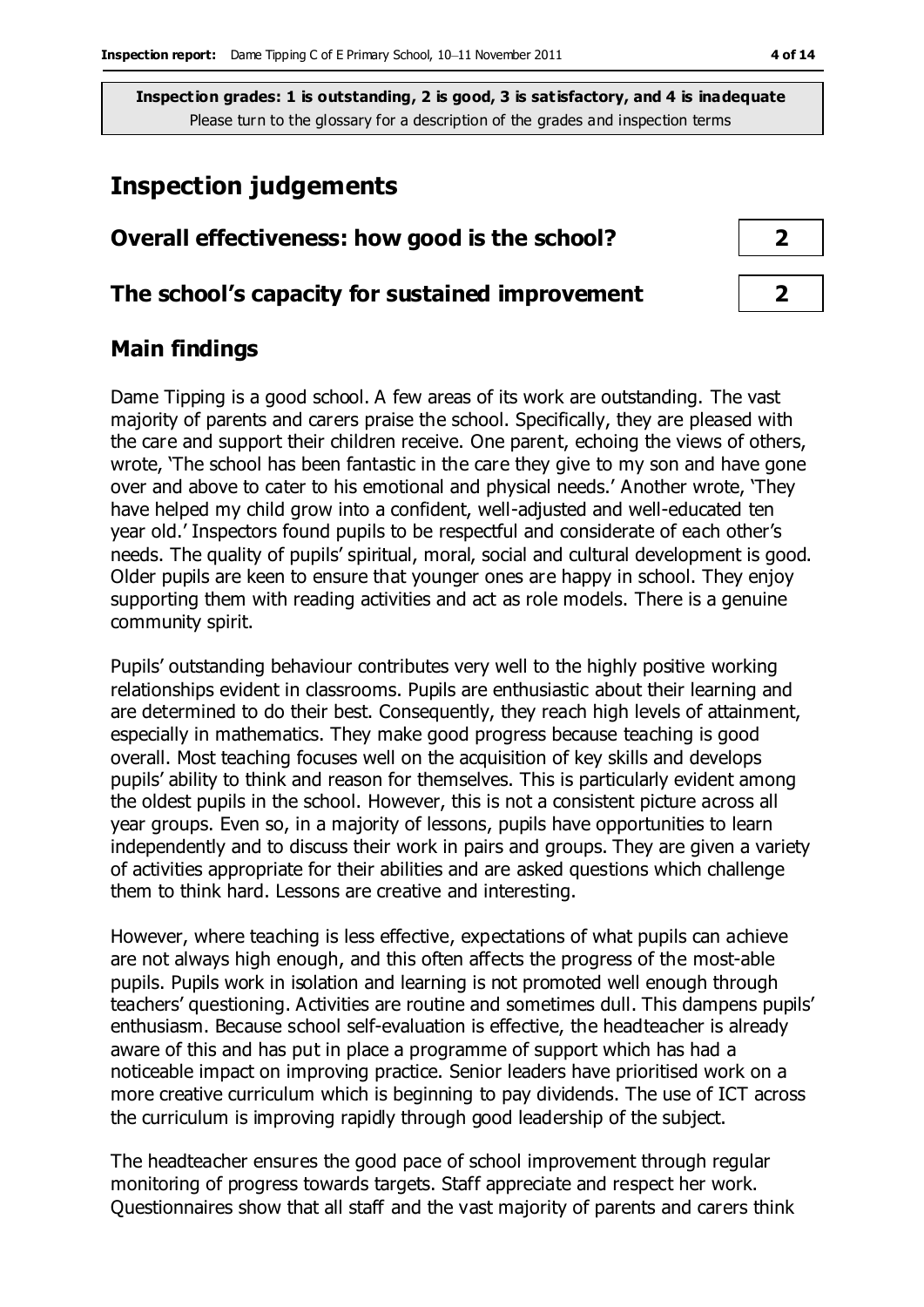**Inspection grades: 1 is outstanding, 2 is good, 3 is satisfactory, and 4 is inadequate**
Please turn to the glossary for a description of the grades and inspection terms

## Inspection judgements

| | |
|---|---|
| **Overall effectiveness: how good is the school?** | **2** |
| **The school's capacity for sustained improvement** | **2** |

### Main findings

Dame Tipping is a good school. A few areas of its work are outstanding. The vast majority of parents and carers praise the school. Specifically, they are pleased with the care and support their children receive. One parent, echoing the views of others, wrote, 'The school has been fantastic in the care they give to my son and have gone over and above to cater to his emotional and physical needs.' Another wrote, 'They have helped my child grow into a confident, well-adjusted and well-educated ten year old.' Inspectors found pupils to be respectful and considerate of each other's needs. The quality of pupils' spiritual, moral, social and cultural development is good. Older pupils are keen to ensure that younger ones are happy in school. They enjoy supporting them with reading activities and act as role models. There is a genuine community spirit.

Pupils' outstanding behaviour contributes very well to the highly positive working relationships evident in classrooms. Pupils are enthusiastic about their learning and are determined to do their best. Consequently, they reach high levels of attainment, especially in mathematics. They make good progress because teaching is good overall. Most teaching focuses well on the acquisition of key skills and develops pupils' ability to think and reason for themselves. This is particularly evident among the oldest pupils in the school. However, this is not a consistent picture across all year groups. Even so, in a majority of lessons, pupils have opportunities to learn independently and to discuss their work in pairs and groups. They are given a variety of activities appropriate for their abilities and are asked questions which challenge them to think hard. Lessons are creative and interesting.

However, where teaching is less effective, expectations of what pupils can achieve are not always high enough, and this often affects the progress of the most-able pupils. Pupils work in isolation and learning is not promoted well enough through teachers' questioning. Activities are routine and sometimes dull. This dampens pupils' enthusiasm. Because school self-evaluation is effective, the headteacher is already aware of this and has put in place a programme of support which has had a noticeable impact on improving practice. Senior leaders have prioritised work on a more creative curriculum which is beginning to pay dividends. The use of ICT across the curriculum is improving rapidly through good leadership of the subject.

The headteacher ensures the good pace of school improvement through regular monitoring of progress towards targets. Staff appreciate and respect her work. Questionnaires show that all staff and the vast majority of parents and carers think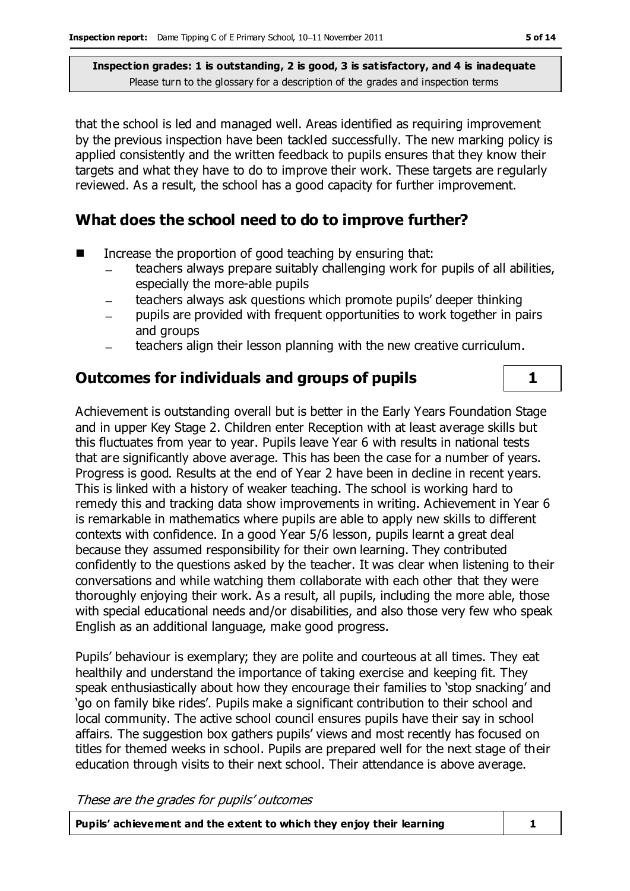that the school is led and managed well. Areas identified as requiring improvement by the previous inspection have been tackled successfully. The new marking policy is applied consistently and the written feedback to pupils ensures that they know their targets and what they have to do to improve their work. These targets are regularly reviewed. As a result, the school has a good capacity for further improvement.

## What does the school need to do to improve further?

- Increase the proportion of good teaching by ensuring that:
  - teachers always prepare suitably challenging work for pupils of all abilities, especially the more-able pupils
  - teachers always ask questions which promote pupils' deeper thinking
  - pupils are provided with frequent opportunities to work together in pairs and groups
  - teachers align their lesson planning with the new creative curriculum.

## Outcomes for individuals and groups of pupils — 1

Achievement is outstanding overall but is better in the Early Years Foundation Stage and in upper Key Stage 2. Children enter Reception with at least average skills but this fluctuates from year to year. Pupils leave Year 6 with results in national tests that are significantly above average. This has been the case for a number of years. Progress is good. Results at the end of Year 2 have been in decline in recent years. This is linked with a history of weaker teaching. The school is working hard to remedy this and tracking data show improvements in writing. Achievement in Year 6 is remarkable in mathematics where pupils are able to apply new skills to different contexts with confidence. In a good Year 5/6 lesson, pupils learnt a great deal because they assumed responsibility for their own learning. They contributed confidently to the questions asked by the teacher. It was clear when listening to their conversations and while watching them collaborate with each other that they were thoroughly enjoying their work. As a result, all pupils, including the more able, those with special educational needs and/or disabilities, and also those very few who speak English as an additional language, make good progress.

Pupils' behaviour is exemplary; they are polite and courteous at all times. They eat healthily and understand the importance of taking exercise and keeping fit. They speak enthusiastically about how they encourage their families to 'stop snacking' and 'go on family bike rides'. Pupils make a significant contribution to their school and local community. The active school council ensures pupils have their say in school affairs. The suggestion box gathers pupils' views and most recently has focused on titles for themed weeks in school. Pupils are prepared well for the next stage of their education through visits to their next school. Their attendance is above average.

*These are the grades for pupils' outcomes*

| | |
|---|---|
| **Pupils' achievement and the extent to which they enjoy their learning** | **1** |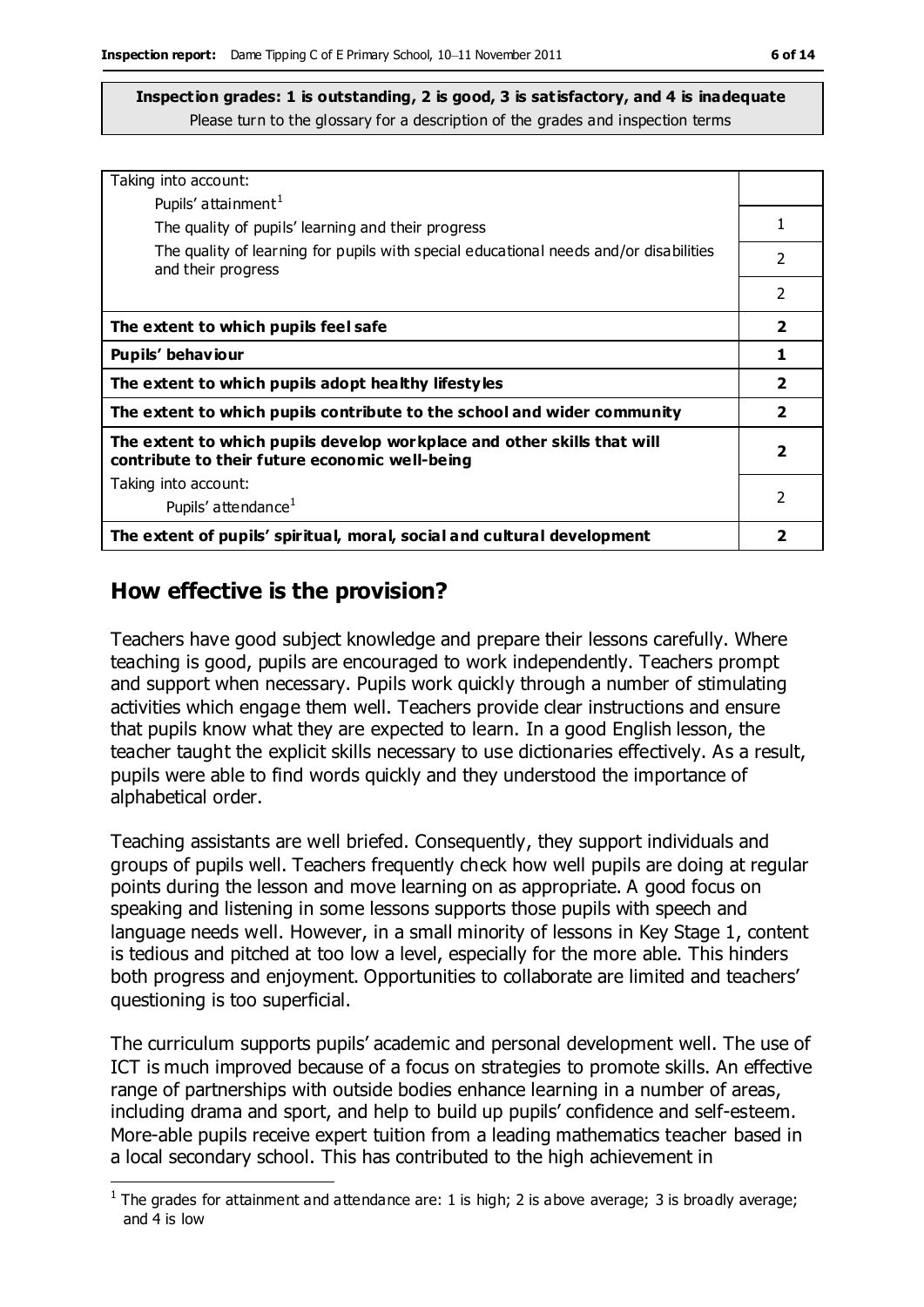**Inspection grades: 1 is outstanding, 2 is good, 3 is satisfactory, and 4 is inadequate**
Please turn to the glossary for a description of the grades and inspection terms

| | |
|---|---|
| Taking into account:<br>Pupils' attainment[1] | |
| The quality of pupils' learning and their progress | 1 |
| The quality of learning for pupils with special educational needs and/or disabilities and their progress | 2 |
| | 2 |
| **The extent to which pupils feel safe** | **2** |
| **Pupils' behaviour** | **1** |
| **The extent to which pupils adopt healthy lifestyles** | **2** |
| **The extent to which pupils contribute to the school and wider community** | **2** |
| **The extent to which pupils develop workplace and other skills that will contribute to their future economic well-being** | **2** |
| Taking into account:<br>Pupils' attendance[1] | 2 |
| **The extent of pupils' spiritual, moral, social and cultural development** | **2** |

## How effective is the provision?

Teachers have good subject knowledge and prepare their lessons carefully. Where teaching is good, pupils are encouraged to work independently. Teachers prompt and support when necessary. Pupils work quickly through a number of stimulating activities which engage them well. Teachers provide clear instructions and ensure that pupils know what they are expected to learn. In a good English lesson, the teacher taught the explicit skills necessary to use dictionaries effectively. As a result, pupils were able to find words quickly and they understood the importance of alphabetical order.

Teaching assistants are well briefed. Consequently, they support individuals and groups of pupils well. Teachers frequently check how well pupils are doing at regular points during the lesson and move learning on as appropriate. A good focus on speaking and listening in some lessons supports those pupils with speech and language needs well. However, in a small minority of lessons in Key Stage 1, content is tedious and pitched at too low a level, especially for the more able. This hinders both progress and enjoyment. Opportunities to collaborate are limited and teachers' questioning is too superficial.

The curriculum supports pupils' academic and personal development well. The use of ICT is much improved because of a focus on strategies to promote skills. An effective range of partnerships with outside bodies enhance learning in a number of areas, including drama and sport, and help to build up pupils' confidence and self-esteem. More-able pupils receive expert tuition from a leading mathematics teacher based in a local secondary school. This has contributed to the high achievement in

[1] The grades for attainment and attendance are: 1 is high; 2 is above average; 3 is broadly average; and 4 is low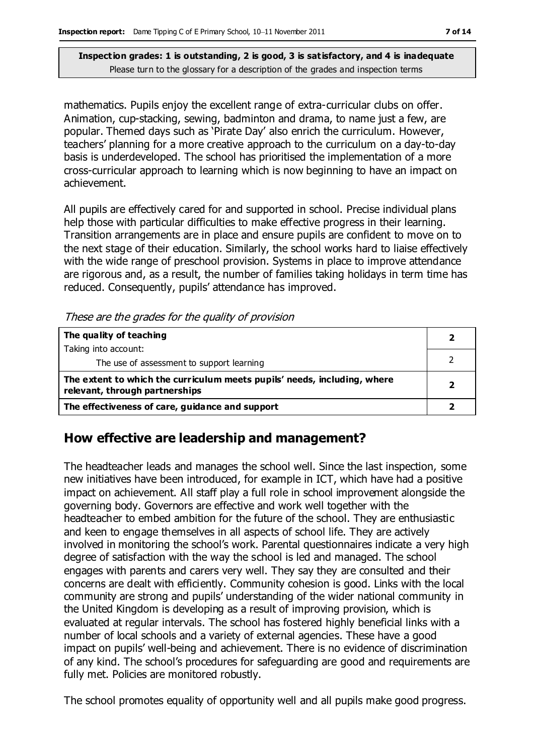**Inspection grades: 1 is outstanding, 2 is good, 3 is satisfactory, and 4 is inadequate**
Please turn to the glossary for a description of the grades and inspection terms

mathematics. Pupils enjoy the excellent range of extra-curricular clubs on offer. Animation, cup-stacking, sewing, badminton and drama, to name just a few, are popular. Themed days such as 'Pirate Day' also enrich the curriculum. However, teachers' planning for a more creative approach to the curriculum on a day-to-day basis is underdeveloped. The school has prioritised the implementation of a more cross-curricular approach to learning which is now beginning to have an impact on achievement.

All pupils are effectively cared for and supported in school. Precise individual plans help those with particular difficulties to make effective progress in their learning. Transition arrangements are in place and ensure pupils are confident to move on to the next stage of their education. Similarly, the school works hard to liaise effectively with the wide range of preschool provision. Systems in place to improve attendance are rigorous and, as a result, the number of families taking holidays in term time has reduced. Consequently, pupils' attendance has improved.

*These are the grades for the quality of provision*

| | |
|---|---|
| **The quality of teaching** | **2** |
| Taking into account: The use of assessment to support learning | 2 |
| **The extent to which the curriculum meets pupils' needs, including, where relevant, through partnerships** | **2** |
| **The effectiveness of care, guidance and support** | **2** |

## How effective are leadership and management?

The headteacher leads and manages the school well. Since the last inspection, some new initiatives have been introduced, for example in ICT, which have had a positive impact on achievement. All staff play a full role in school improvement alongside the governing body. Governors are effective and work well together with the headteacher to embed ambition for the future of the school. They are enthusiastic and keen to engage themselves in all aspects of school life. They are actively involved in monitoring the school's work. Parental questionnaires indicate a very high degree of satisfaction with the way the school is led and managed. The school engages with parents and carers very well. They say they are consulted and their concerns are dealt with efficiently. Community cohesion is good. Links with the local community are strong and pupils' understanding of the wider national community in the United Kingdom is developing as a result of improving provision, which is evaluated at regular intervals. The school has fostered highly beneficial links with a number of local schools and a variety of external agencies. These have a good impact on pupils' well-being and achievement. There is no evidence of discrimination of any kind. The school's procedures for safeguarding are good and requirements are fully met. Policies are monitored robustly.

The school promotes equality of opportunity well and all pupils make good progress.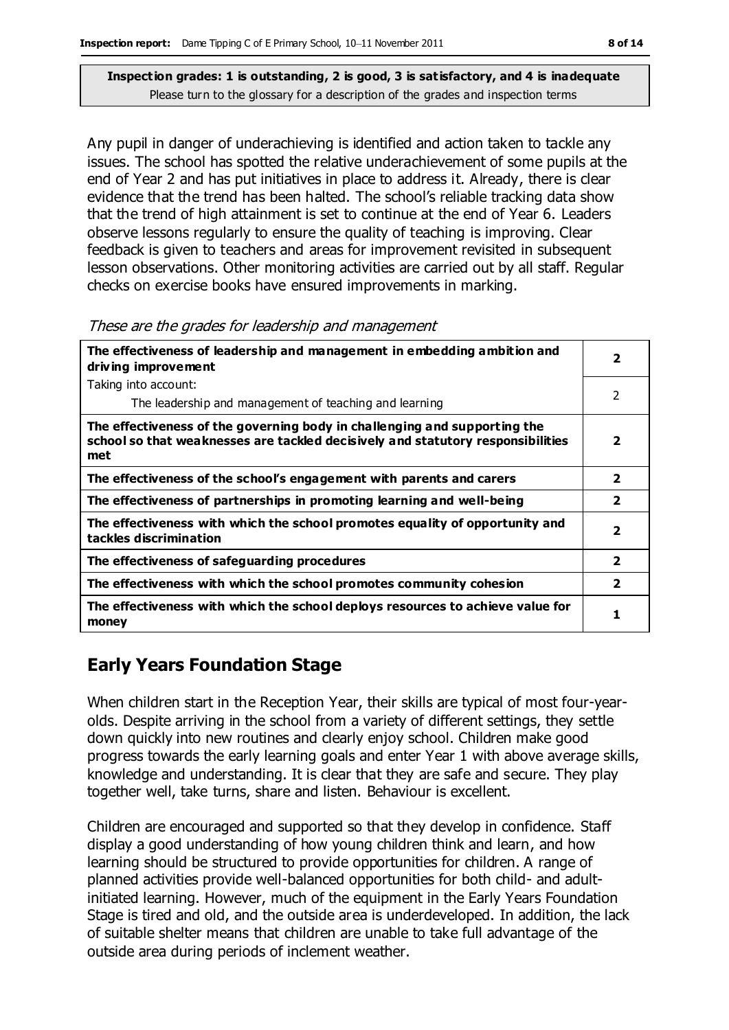**Inspection grades: 1 is outstanding, 2 is good, 3 is satisfactory, and 4 is inadequate**
Please turn to the glossary for a description of the grades and inspection terms

Any pupil in danger of underachieving is identified and action taken to tackle any issues. The school has spotted the relative underachievement of some pupils at the end of Year 2 and has put initiatives in place to address it. Already, there is clear evidence that the trend has been halted. The school's reliable tracking data show that the trend of high attainment is set to continue at the end of Year 6. Leaders observe lessons regularly to ensure the quality of teaching is improving. Clear feedback is given to teachers and areas for improvement revisited in subsequent lesson observations. Other monitoring activities are carried out by all staff. Regular checks on exercise books have ensured improvements in marking.

*These are the grades for leadership and management*

| | |
|---|---|
| **The effectiveness of leadership and management in embedding ambition and driving improvement** | **2** |
| Taking into account: The leadership and management of teaching and learning | 2 |
| **The effectiveness of the governing body in challenging and supporting the school so that weaknesses are tackled decisively and statutory responsibilities met** | **2** |
| **The effectiveness of the school's engagement with parents and carers** | **2** |
| **The effectiveness of partnerships in promoting learning and well-being** | **2** |
| **The effectiveness with which the school promotes equality of opportunity and tackles discrimination** | **2** |
| **The effectiveness of safeguarding procedures** | **2** |
| **The effectiveness with which the school promotes community cohesion** | **2** |
| **The effectiveness with which the school deploys resources to achieve value for money** | **1** |

## Early Years Foundation Stage

When children start in the Reception Year, their skills are typical of most four-year-olds. Despite arriving in the school from a variety of different settings, they settle down quickly into new routines and clearly enjoy school. Children make good progress towards the early learning goals and enter Year 1 with above average skills, knowledge and understanding. It is clear that they are safe and secure. They play together well, take turns, share and listen. Behaviour is excellent.

Children are encouraged and supported so that they develop in confidence. Staff display a good understanding of how young children think and learn, and how learning should be structured to provide opportunities for children. A range of planned activities provide well-balanced opportunities for both child- and adult-initiated learning. However, much of the equipment in the Early Years Foundation Stage is tired and old, and the outside area is underdeveloped. In addition, the lack of suitable shelter means that children are unable to take full advantage of the outside area during periods of inclement weather.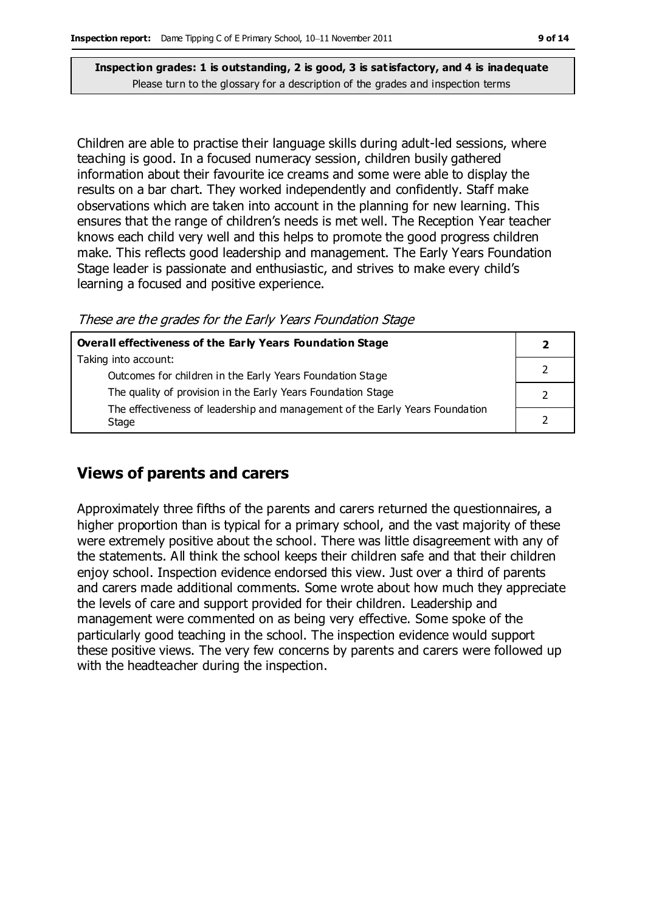**Inspection grades: 1 is outstanding, 2 is good, 3 is satisfactory, and 4 is inadequate**
Please turn to the glossary for a description of the grades and inspection terms

Children are able to practise their language skills during adult-led sessions, where teaching is good. In a focused numeracy session, children busily gathered information about their favourite ice creams and some were able to display the results on a bar chart. They worked independently and confidently. Staff make observations which are taken into account in the planning for new learning. This ensures that the range of children's needs is met well. The Reception Year teacher knows each child very well and this helps to promote the good progress children make. This reflects good leadership and management. The Early Years Foundation Stage leader is passionate and enthusiastic, and strives to make every child's learning a focused and positive experience.

*These are the grades for the Early Years Foundation Stage*

| **Overall effectiveness of the Early Years Foundation Stage** | **2** |
|---|---|
| Taking into account: Outcomes for children in the Early Years Foundation Stage | 2 |
| The quality of provision in the Early Years Foundation Stage | 2 |
| The effectiveness of leadership and management of the Early Years Foundation Stage | 2 |

## Views of parents and carers

Approximately three fifths of the parents and carers returned the questionnaires, a higher proportion than is typical for a primary school, and the vast majority of these were extremely positive about the school. There was little disagreement with any of the statements. All think the school keeps their children safe and that their children enjoy school. Inspection evidence endorsed this view. Just over a third of parents and carers made additional comments. Some wrote about how much they appreciate the levels of care and support provided for their children. Leadership and management were commented on as being very effective. Some spoke of the particularly good teaching in the school. The inspection evidence would support these positive views. The very few concerns by parents and carers were followed up with the headteacher during the inspection.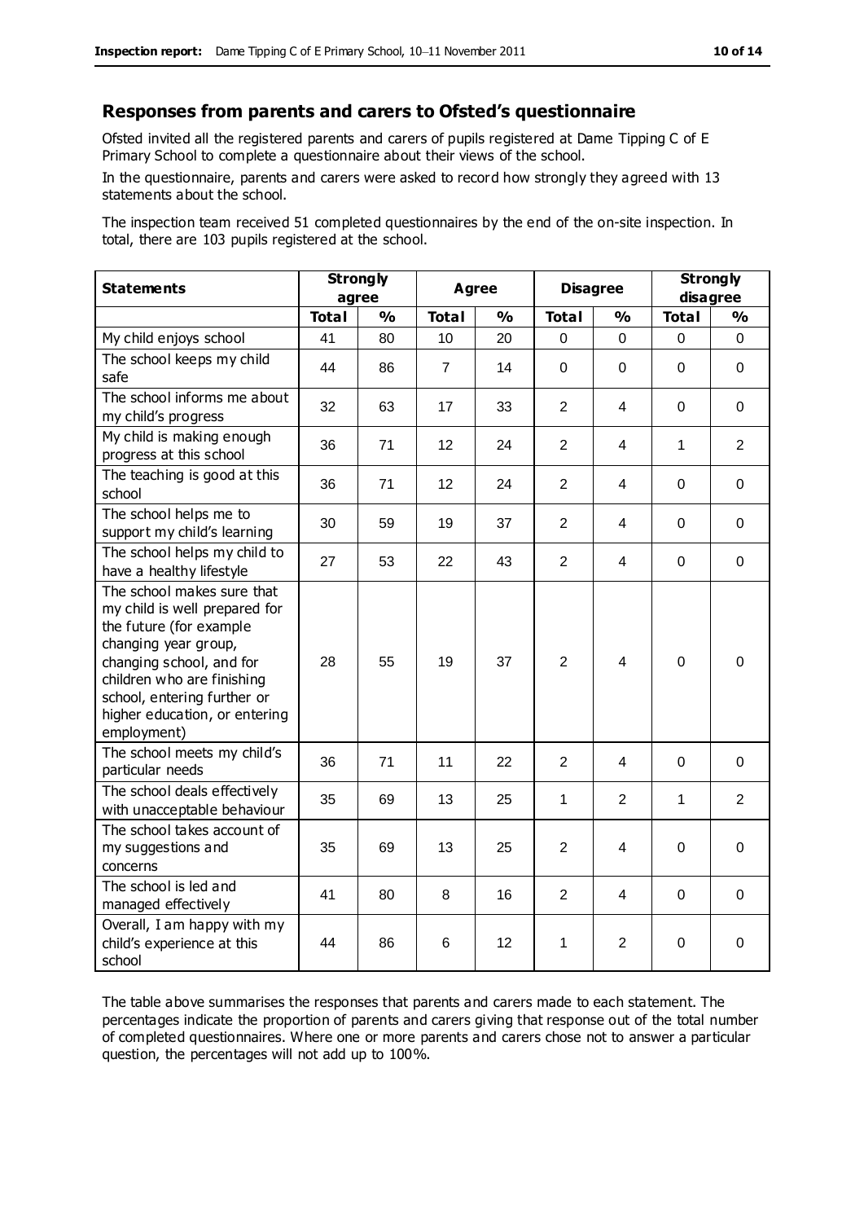## Responses from parents and carers to Ofsted's questionnaire

Ofsted invited all the registered parents and carers of pupils registered at Dame Tipping C of E Primary School to complete a questionnaire about their views of the school.

In the questionnaire, parents and carers were asked to record how strongly they agreed with 13 statements about the school.

The inspection team received 51 completed questionnaires by the end of the on-site inspection. In total, there are 103 pupils registered at the school.

| Statements | Strongly agree | | Agree | | Disagree | | Strongly disagree | |
|---|---|---|---|---|---|---|---|---|
| | **Total** | **%** | **Total** | **%** | **Total** | **%** | **Total** | **%** |
| My child enjoys school | 41 | 80 | 10 | 20 | 0 | 0 | 0 | 0 |
| The school keeps my child safe | 44 | 86 | 7 | 14 | 0 | 0 | 0 | 0 |
| The school informs me about my child's progress | 32 | 63 | 17 | 33 | 2 | 4 | 0 | 0 |
| My child is making enough progress at this school | 36 | 71 | 12 | 24 | 2 | 4 | 1 | 2 |
| The teaching is good at this school | 36 | 71 | 12 | 24 | 2 | 4 | 0 | 0 |
| The school helps me to support my child's learning | 30 | 59 | 19 | 37 | 2 | 4 | 0 | 0 |
| The school helps my child to have a healthy lifestyle | 27 | 53 | 22 | 43 | 2 | 4 | 0 | 0 |
| The school makes sure that my child is well prepared for the future (for example changing year group, changing school, and for children who are finishing school, entering further or higher education, or entering employment) | 28 | 55 | 19 | 37 | 2 | 4 | 0 | 0 |
| The school meets my child's particular needs | 36 | 71 | 11 | 22 | 2 | 4 | 0 | 0 |
| The school deals effectively with unacceptable behaviour | 35 | 69 | 13 | 25 | 1 | 2 | 1 | 2 |
| The school takes account of my suggestions and concerns | 35 | 69 | 13 | 25 | 2 | 4 | 0 | 0 |
| The school is led and managed effectively | 41 | 80 | 8 | 16 | 2 | 4 | 0 | 0 |
| Overall, I am happy with my child's experience at this school | 44 | 86 | 6 | 12 | 1 | 2 | 0 | 0 |

The table above summarises the responses that parents and carers made to each statement. The percentages indicate the proportion of parents and carers giving that response out of the total number of completed questionnaires. Where one or more parents and carers chose not to answer a particular question, the percentages will not add up to 100%.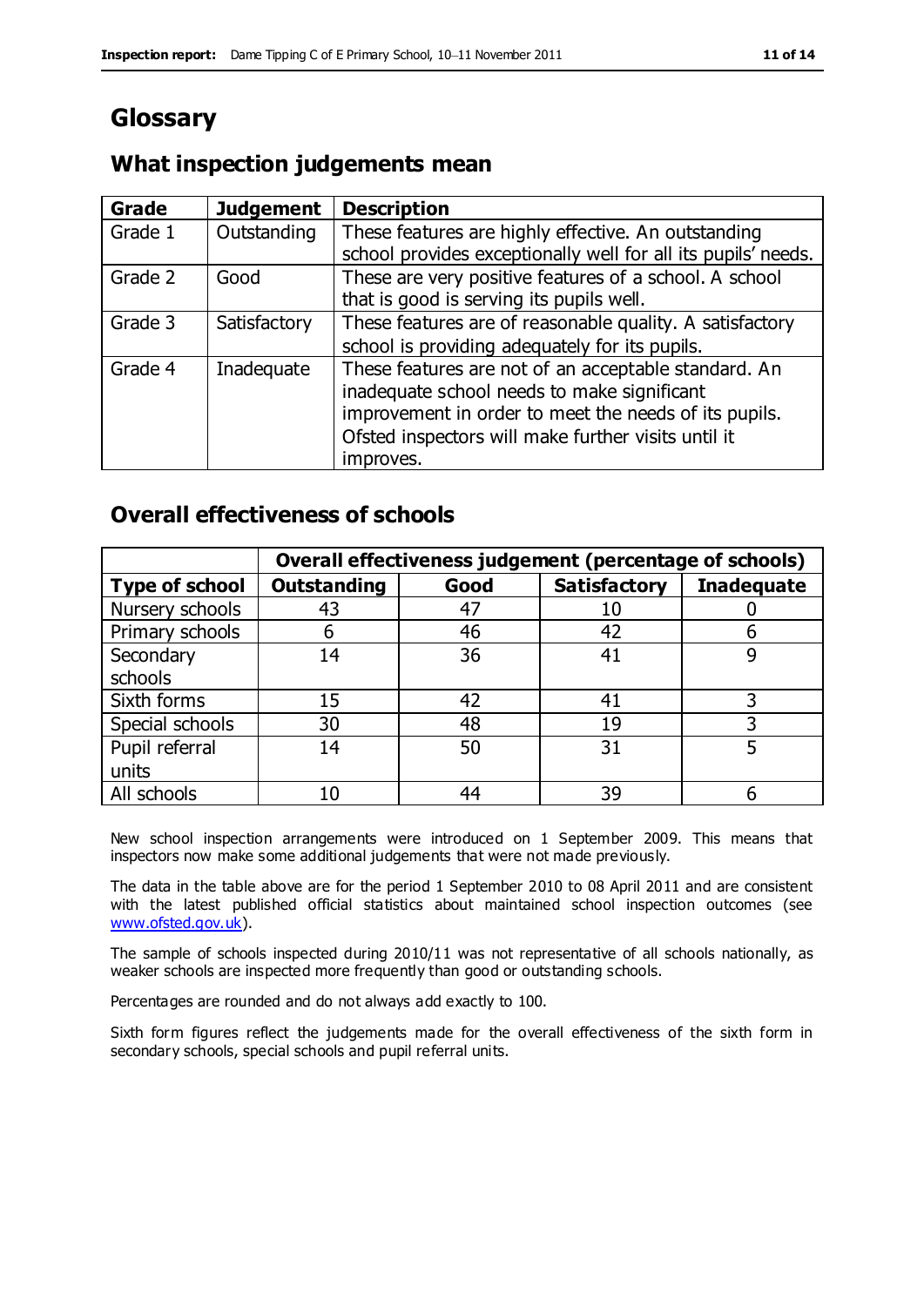# Glossary

## What inspection judgements mean

| Grade | Judgement | Description |
|---|---|---|
| Grade 1 | Outstanding | These features are highly effective. An outstanding school provides exceptionally well for all its pupils' needs. |
| Grade 2 | Good | These are very positive features of a school. A school that is good is serving its pupils well. |
| Grade 3 | Satisfactory | These features are of reasonable quality. A satisfactory school is providing adequately for its pupils. |
| Grade 4 | Inadequate | These features are not of an acceptable standard. An inadequate school needs to make significant improvement in order to meet the needs of its pupils. Ofsted inspectors will make further visits until it improves. |

## Overall effectiveness of schools

| | Overall effectiveness judgement (percentage of schools) | | | |
|---|---|---|---|---|
| **Type of school** | **Outstanding** | **Good** | **Satisfactory** | **Inadequate** |
| Nursery schools | 43 | 47 | 10 | 0 |
| Primary schools | 6 | 46 | 42 | 6 |
| Secondary schools | 14 | 36 | 41 | 9 |
| Sixth forms | 15 | 42 | 41 | 3 |
| Special schools | 30 | 48 | 19 | 3 |
| Pupil referral units | 14 | 50 | 31 | 5 |
| All schools | 10 | 44 | 39 | 6 |

New school inspection arrangements were introduced on 1 September 2009. This means that inspectors now make some additional judgements that were not made previously.

The data in the table above are for the period 1 September 2010 to 08 April 2011 and are consistent with the latest published official statistics about maintained school inspection outcomes (see www.ofsted.gov.uk).

The sample of schools inspected during 2010/11 was not representative of all schools nationally, as weaker schools are inspected more frequently than good or outstanding schools.

Percentages are rounded and do not always add exactly to 100.

Sixth form figures reflect the judgements made for the overall effectiveness of the sixth form in secondary schools, special schools and pupil referral units.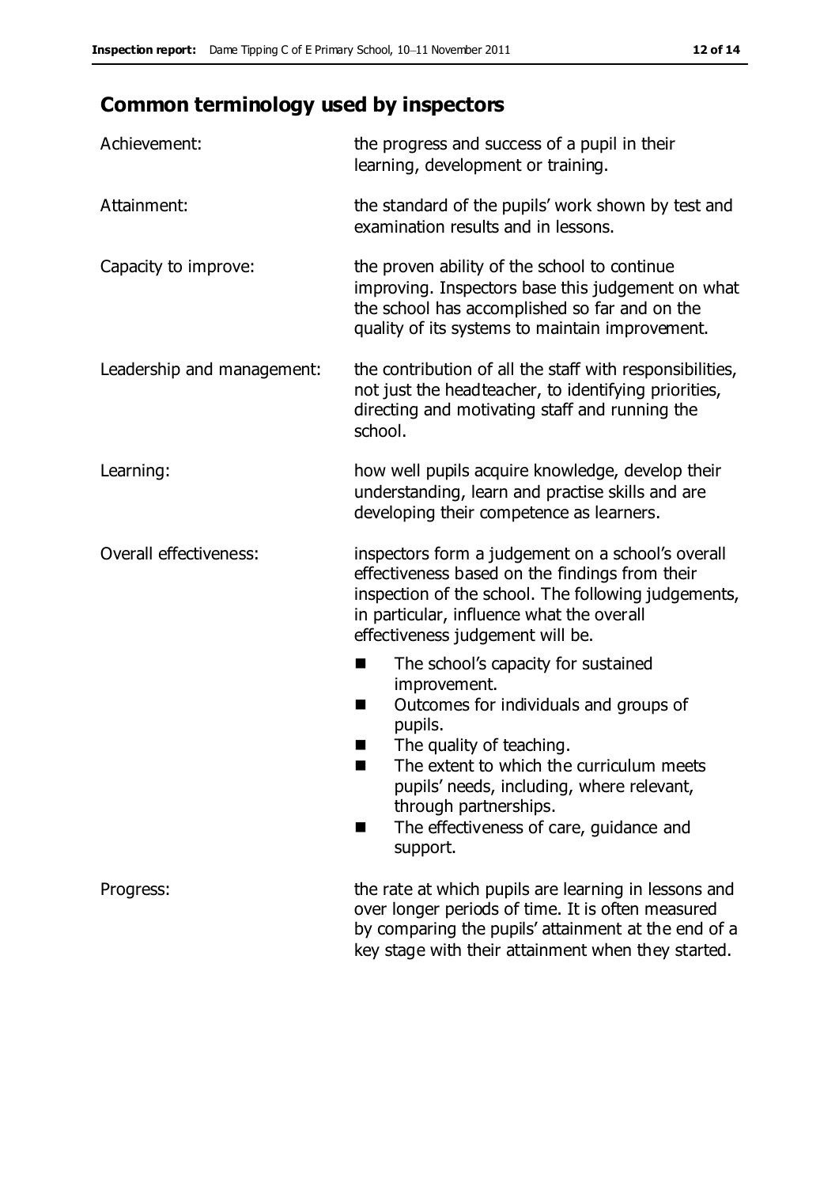## Common terminology used by inspectors

| | |
|---|---|
| Achievement: | the progress and success of a pupil in their learning, development or training. |
| Attainment: | the standard of the pupils' work shown by test and examination results and in lessons. |
| Capacity to improve: | the proven ability of the school to continue improving. Inspectors base this judgement on what the school has accomplished so far and on the quality of its systems to maintain improvement. |
| Leadership and management: | the contribution of all the staff with responsibilities, not just the headteacher, to identifying priorities, directing and motivating staff and running the school. |
| Learning: | how well pupils acquire knowledge, develop their understanding, learn and practise skills and are developing their competence as learners. |
| Overall effectiveness: | inspectors form a judgement on a school's overall effectiveness based on the findings from their inspection of the school. The following judgements, in particular, influence what the overall effectiveness judgement will be.<br>■ The school's capacity for sustained improvement.<br>■ Outcomes for individuals and groups of pupils.<br>■ The quality of teaching.<br>■ The extent to which the curriculum meets pupils' needs, including, where relevant, through partnerships.<br>■ The effectiveness of care, guidance and support. |
| Progress: | the rate at which pupils are learning in lessons and over longer periods of time. It is often measured by comparing the pupils' attainment at the end of a key stage with their attainment when they started. |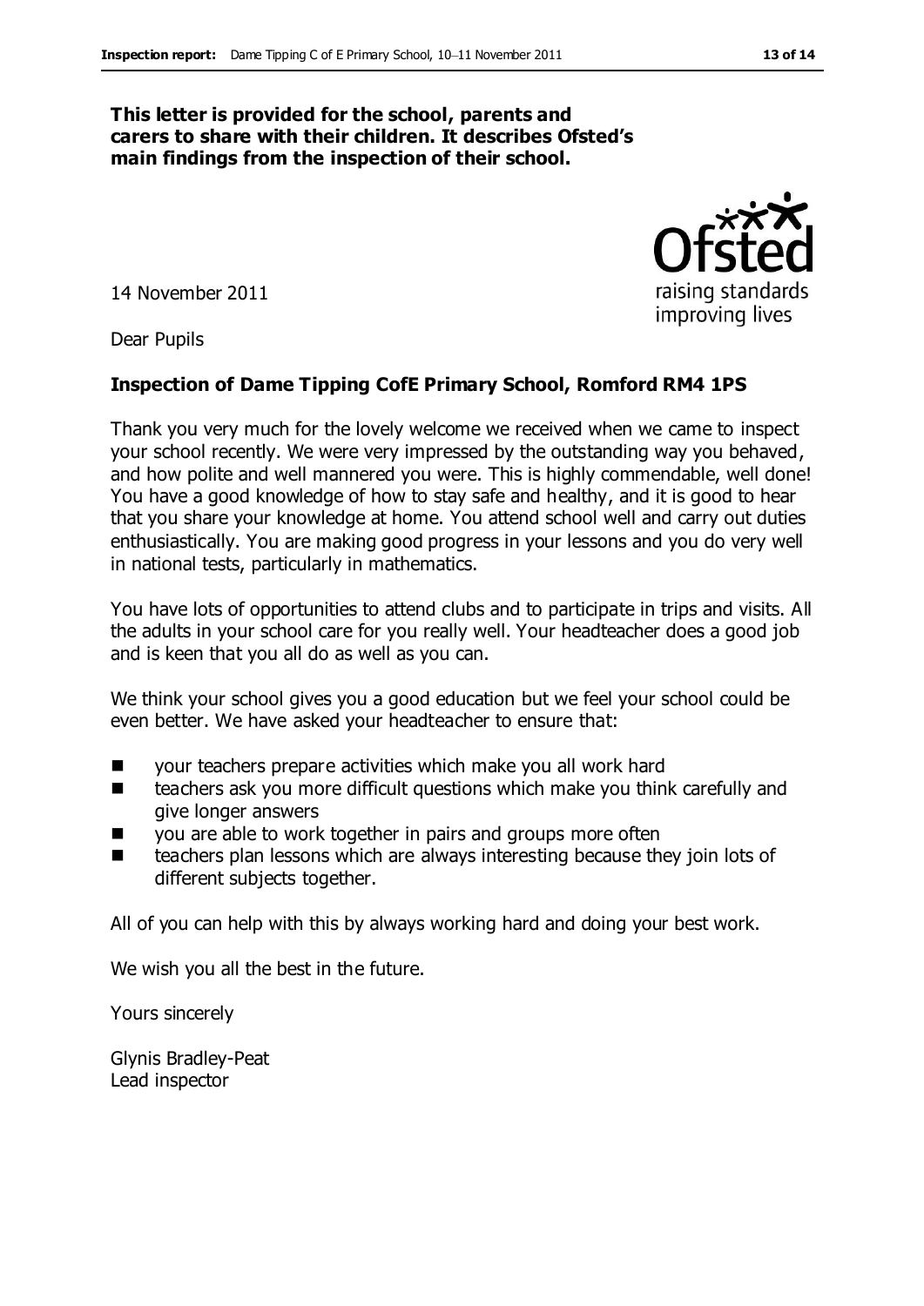**This letter is provided for the school, parents and carers to share with their children. It describes Ofsted's main findings from the inspection of their school.**

14 November 2011

Dear Pupils

**Inspection of Dame Tipping CofE Primary School, Romford RM4 1PS**

Thank you very much for the lovely welcome we received when we came to inspect your school recently. We were very impressed by the outstanding way you behaved, and how polite and well mannered you were. This is highly commendable, well done! You have a good knowledge of how to stay safe and healthy, and it is good to hear that you share your knowledge at home. You attend school well and carry out duties enthusiastically. You are making good progress in your lessons and you do very well in national tests, particularly in mathematics.

You have lots of opportunities to attend clubs and to participate in trips and visits. All the adults in your school care for you really well. Your headteacher does a good job and is keen that you all do as well as you can.

We think your school gives you a good education but we feel your school could be even better. We have asked your headteacher to ensure that:

- your teachers prepare activities which make you all work hard
- teachers ask you more difficult questions which make you think carefully and give longer answers
- you are able to work together in pairs and groups more often
- teachers plan lessons which are always interesting because they join lots of different subjects together.

All of you can help with this by always working hard and doing your best work.

We wish you all the best in the future.

Yours sincerely

Glynis Bradley-Peat
Lead inspector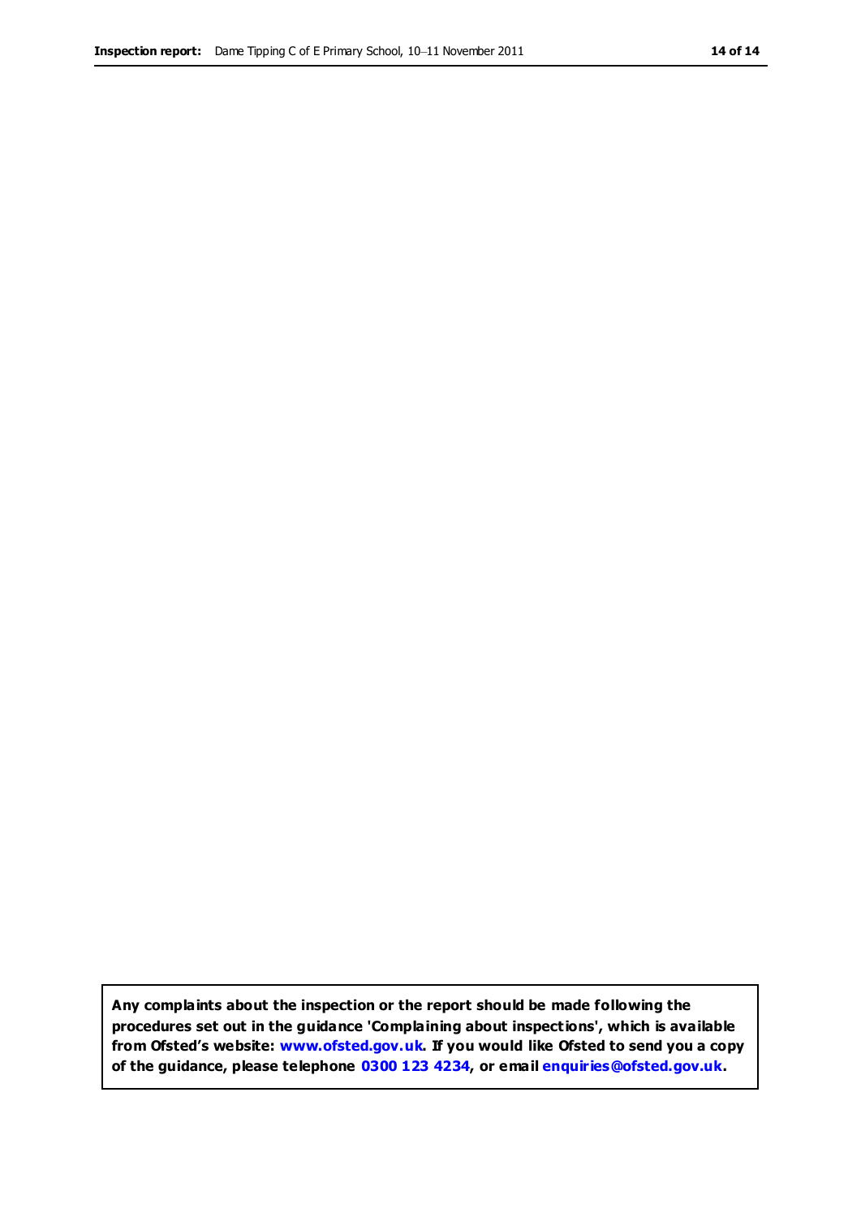**Any complaints about the inspection or the report should be made following the procedures set out in the guidance 'Complaining about inspections', which is available from Ofsted's website: www.ofsted.gov.uk. If you would like Ofsted to send you a copy of the guidance, please telephone 0300 123 4234, or email enquiries@ofsted.gov.uk.**